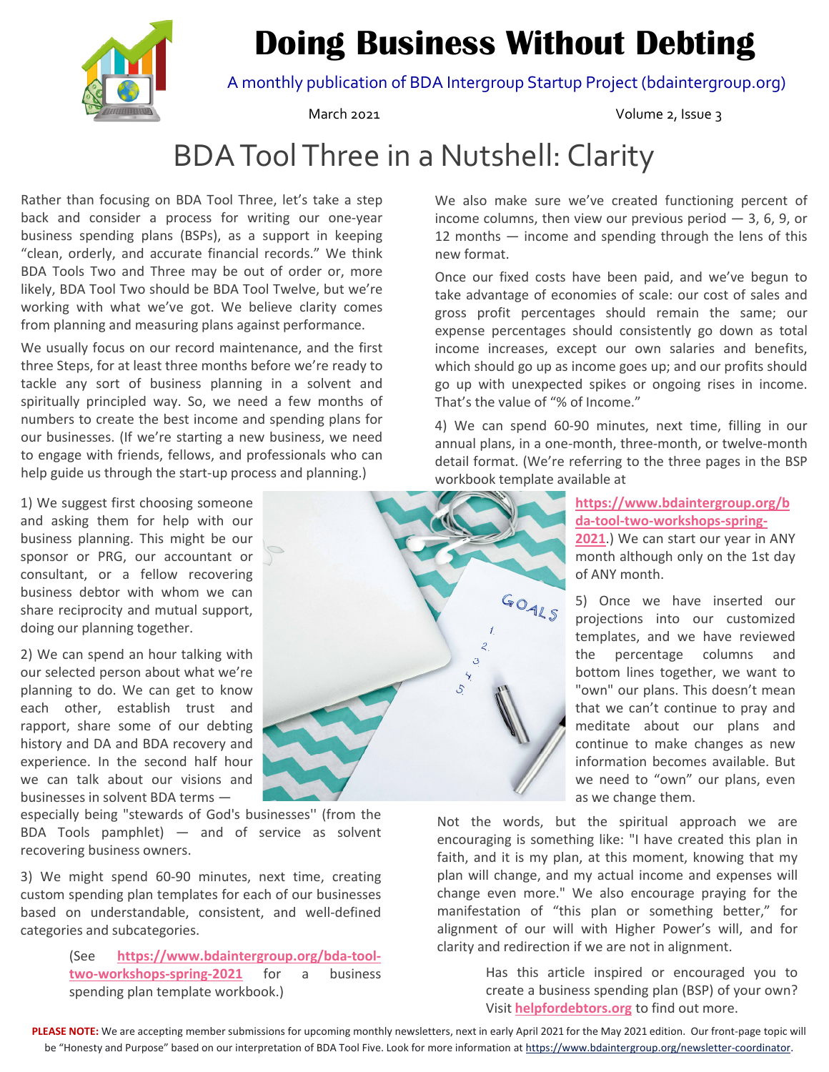# Doing Business Without Debting

A monthly publication of BDA Intergroup Startup Project (bdaintergroup.org)

March 2021

Volume 2, Issue 3

## BDA Tool Three in a Nutshell: Clarity

Rather than focusing on BDA Tool Three, let's take a step back and consider a process for writing our one-year business spending plans (BSPs), as a support in keeping "clean, orderly, and accurate financial records." We think BDA Tools Two and Three may be out of order or, more likely, BDA Tool Two should be BDA Tool Twelve, but we're working with what we've got. We believe clarity comes from planning and measuring plans against performance.

We usually focus on our record maintenance, and the first three Steps, for at least three months before we're ready to tackle any sort of business planning in a solvent and spiritually principled way. So, we need a few months of numbers to create the best income and spending plans for our businesses. (If we're starting a new business, we need to engage with friends, fellows, and professionals who can help guide us through the start-up process and planning.)

1) We suggest first choosing someone and asking them for help with our business planning. This might be our sponsor or PRG, our accountant or consultant, or a fellow recovering business debtor with whom we can share reciprocity and mutual support, doing our planning together.

2) We can spend an hour talking with our selected person about what we're planning to do. We can get to know each other, establish trust and rapport, share some of our debting history and DA and BDA recovery and experience. In the second half hour we can talk about our visions and businesses in solvent BDA terms — especially being "stewards of God's businesses" (from the BDA Tools pamphlet) — and of service as solvent recovering business owners.

3) We might spend 60-90 minutes, next time, creating custom spending plan templates for each of our businesses based on understandable, consistent, and well-defined categories and subcategories.

(See **https://www.bdaintergroup.org/bda-tool-two-workshops-spring-2021** for a business spending plan template workbook.)

We also make sure we've created functioning percent of income columns, then view our previous period — 3, 6, 9, or 12 months — income and spending through the lens of this new format.

Once our fixed costs have been paid, and we've begun to take advantage of economies of scale: our cost of sales and gross profit percentages should remain the same; our expense percentages should consistently go down as total income increases, except our own salaries and benefits, which should go up as income goes up; and our profits should go up with unexpected spikes or ongoing rises in income. That's the value of "% of Income."

4) We can spend 60-90 minutes, next time, filling in our annual plans, in a one-month, three-month, or twelve-month detail format. (We're referring to the three pages in the BSP workbook template available at **https://www.bdaintergroup.org/bda-tool-two-workshops-spring-2021**.) We can start our year in ANY month although only on the 1st day of ANY month.

5) Once we have inserted our projections into our customized templates, and we have reviewed the percentage columns and bottom lines together, we want to "own" our plans. This doesn't mean that we can't continue to pray and meditate about our plans and continue to make changes as new information becomes available. But we need to "own" our plans, even as we change them.

Not the words, but the spiritual approach we are encouraging is something like: "I have created this plan in faith, and it is my plan, at this moment, knowing that my plan will change, and my actual income and expenses will change even more." We also encourage praying for the manifestation of "this plan or something better," for alignment of our will with Higher Power's will, and for clarity and redirection if we are not in alignment.

Has this article inspired or encouraged you to create a business spending plan (BSP) of your own? Visit **helpfordebtors.org** to find out more.

**PLEASE NOTE:** We are accepting member submissions for upcoming monthly newsletters, next in early April 2021 for the May 2021 edition. Our front-page topic will be "Honesty and Purpose" based on our interpretation of BDA Tool Five. Look for more information at https://www.bdaintergroup.org/newsletter-coordinator.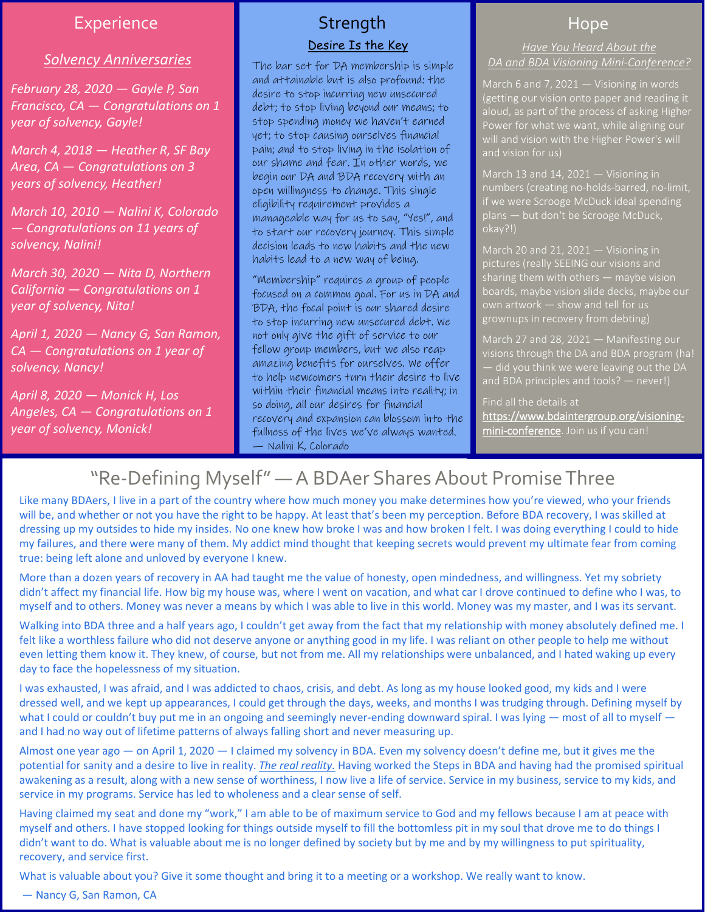## Experience

### *Solvency Anniversaries*

*February 28, 2020 — Gayle P, San Francisco, CA — Congratulations on 1 year of solvency, Gayle!*

*March 4, 2018 — Heather R, SF Bay Area, CA — Congratulations on 3 years of solvency, Heather!*

*March 10, 2010 — Nalini K, Colorado — Congratulations on 11 years of solvency, Nalini!*

*March 30, 2020 — Nita D, Northern California — Congratulations on 1 year of solvency, Nita!*

*April 1, 2020 — Nancy G, San Ramon, CA — Congratulations on 1 year of solvency, Nancy!*

*April 8, 2020 — Monick H, Los Angeles, CA — Congratulations on 1 year of solvency, Monick!*

## Strength

### Desire Is the Key

The bar set for DA membership is simple and attainable but is also profound: the desire to stop incurring new unsecured debt; to stop living beyond our means; to stop spending money we haven't earned yet; to stop causing ourselves financial pain; and to stop living in the isolation of our shame and fear. In other words, we begin our DA and BDA recovery with an open willingness to change. This single eligibility requirement provides a manageable way for us to say, "Yes!", and to start our recovery journey. This simple decision leads to new habits and the new habits lead to a new way of being.

"Membership" requires a group of people focused on a common goal. For us in DA and BDA, the focal point is our shared desire to stop incurring new unsecured debt. We not only give the gift of service to our fellow group members, but we also reap amazing benefits for ourselves. We offer to help newcomers turn their desire to live within their financial means into reality; in so doing, all our desires for financial recovery and expansion can blossom into the fullness of the lives we've always wanted.
— Nalini K, Colorado

## Hope

*Have You Heard About the DA and BDA Visioning Mini-Conference?*

March 6 and 7, 2021 — Visioning in words (getting our vision onto paper and reading it aloud, as part of the process of asking Higher Power for what we want, while aligning our will and vision with the Higher Power's will and vision for us)

March 13 and 14, 2021 — Visioning in numbers (creating no-holds-barred, no-limit, if we were Scrooge McDuck ideal spending plans — but don't be Scrooge McDuck, okay?!)

March 20 and 21, 2021 — Visioning in pictures (really SEEING our visions and sharing them with others — maybe vision boards, maybe vision slide decks, maybe our own artwork — show and tell for us grownups in recovery from debting)

March 27 and 28, 2021 — Manifesting our visions through the DA and BDA program (ha! — did you think we were leaving out the DA and BDA principles and tools? — never!)

Find all the details at https://www.bdaintergroup.org/visioning-mini-conference. Join us if you can!

## "Re-Defining Myself" — A BDAer Shares About Promise Three

Like many BDAers, I live in a part of the country where how much money you make determines how you're viewed, who your friends will be, and whether or not you have the right to be happy. At least that's been my perception. Before BDA recovery, I was skilled at dressing up my outsides to hide my insides. No one knew how broke I was and how broken I felt. I was doing everything I could to hide my failures, and there were many of them. My addict mind thought that keeping secrets would prevent my ultimate fear from coming true: being left alone and unloved by everyone I knew.

More than a dozen years of recovery in AA had taught me the value of honesty, open mindedness, and willingness. Yet my sobriety didn't affect my financial life. How big my house was, where I went on vacation, and what car I drove continued to define who I was, to myself and to others. Money was never a means by which I was able to live in this world. Money was my master, and I was its servant.

Walking into BDA three and a half years ago, I couldn't get away from the fact that my relationship with money absolutely defined me. I felt like a worthless failure who did not deserve anyone or anything good in my life. I was reliant on other people to help me without even letting them know it. They knew, of course, but not from me. All my relationships were unbalanced, and I hated waking up every day to face the hopelessness of my situation.

I was exhausted, I was afraid, and I was addicted to chaos, crisis, and debt. As long as my house looked good, my kids and I were dressed well, and we kept up appearances, I could get through the days, weeks, and months I was trudging through. Defining myself by what I could or couldn't buy put me in an ongoing and seemingly never-ending downward spiral. I was lying — most of all to myself — and I had no way out of lifetime patterns of always falling short and never measuring up.

Almost one year ago — on April 1, 2020 — I claimed my solvency in BDA. Even my solvency doesn't define me, but it gives me the potential for sanity and a desire to live in reality. *The real reality.* Having worked the Steps in BDA and having had the promised spiritual awakening as a result, along with a new sense of worthiness, I now live a life of service. Service in my business, service to my kids, and service in my programs. Service has led to wholeness and a clear sense of self.

Having claimed my seat and done my "work," I am able to be of maximum service to God and my fellows because I am at peace with myself and others. I have stopped looking for things outside myself to fill the bottomless pit in my soul that drove me to do things I didn't want to do. What is valuable about me is no longer defined by society but by me and by my willingness to put spirituality, recovery, and service first.

What is valuable about you? Give it some thought and bring it to a meeting or a workshop. We really want to know.

— Nancy G, San Ramon, CA